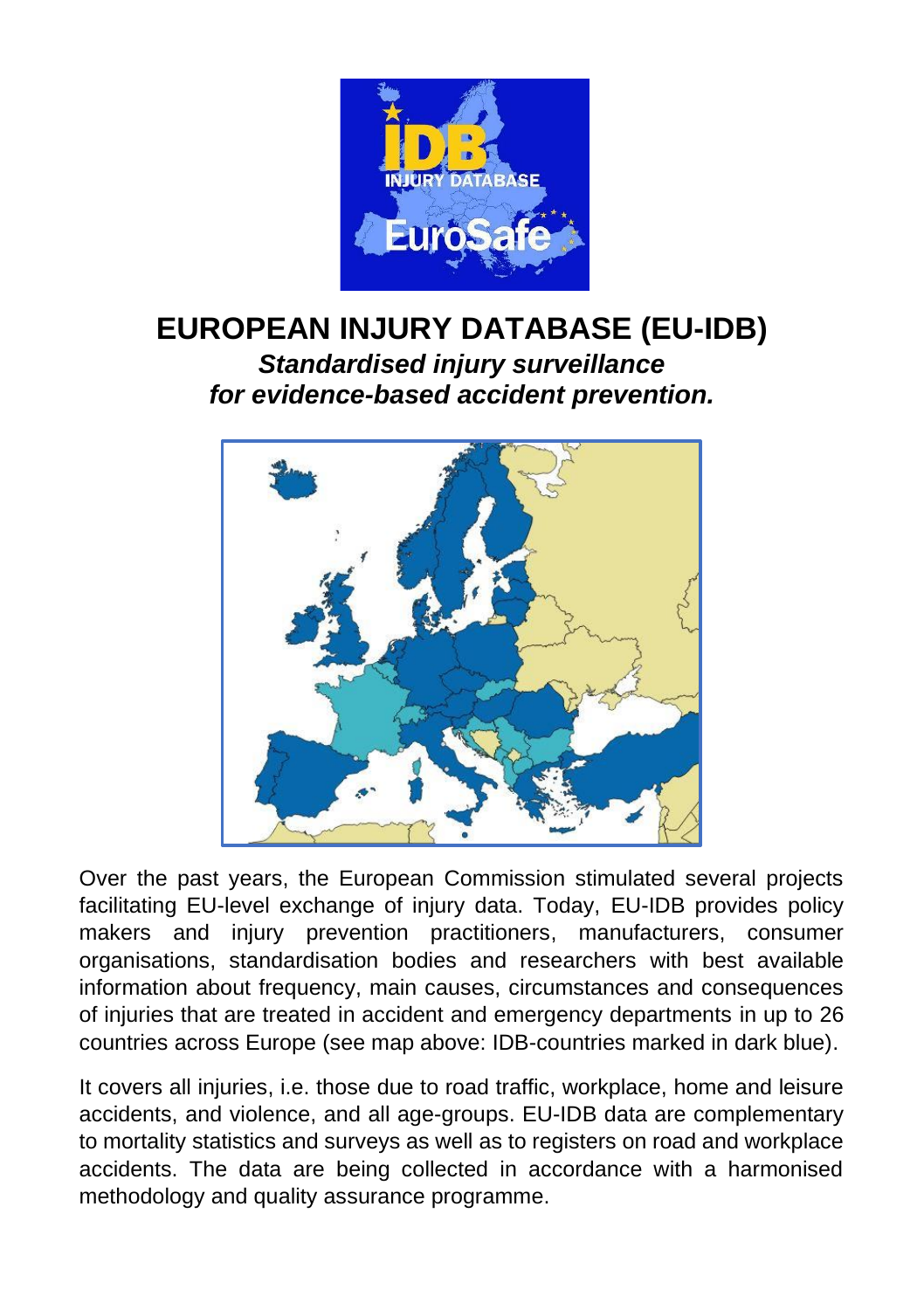# EUROPEAN INJURY DATABASE (EU-IDB)

***Standardised injury surveillance for evidence-based accident prevention.***

Over the past years, the European Commission stimulated several projects facilitating EU-level exchange of injury data. Today, EU-IDB provides policy makers and injury prevention practitioners, manufacturers, consumer organisations, standardisation bodies and researchers with best available information about frequency, main causes, circumstances and consequences of injuries that are treated in accident and emergency departments in up to 26 countries across Europe (see map above: IDB-countries marked in dark blue).

It covers all injuries, i.e. those due to road traffic, workplace, home and leisure accidents, and violence, and all age-groups. EU-IDB data are complementary to mortality statistics and surveys as well as to registers on road and workplace accidents. The data are being collected in accordance with a harmonised methodology and quality assurance programme.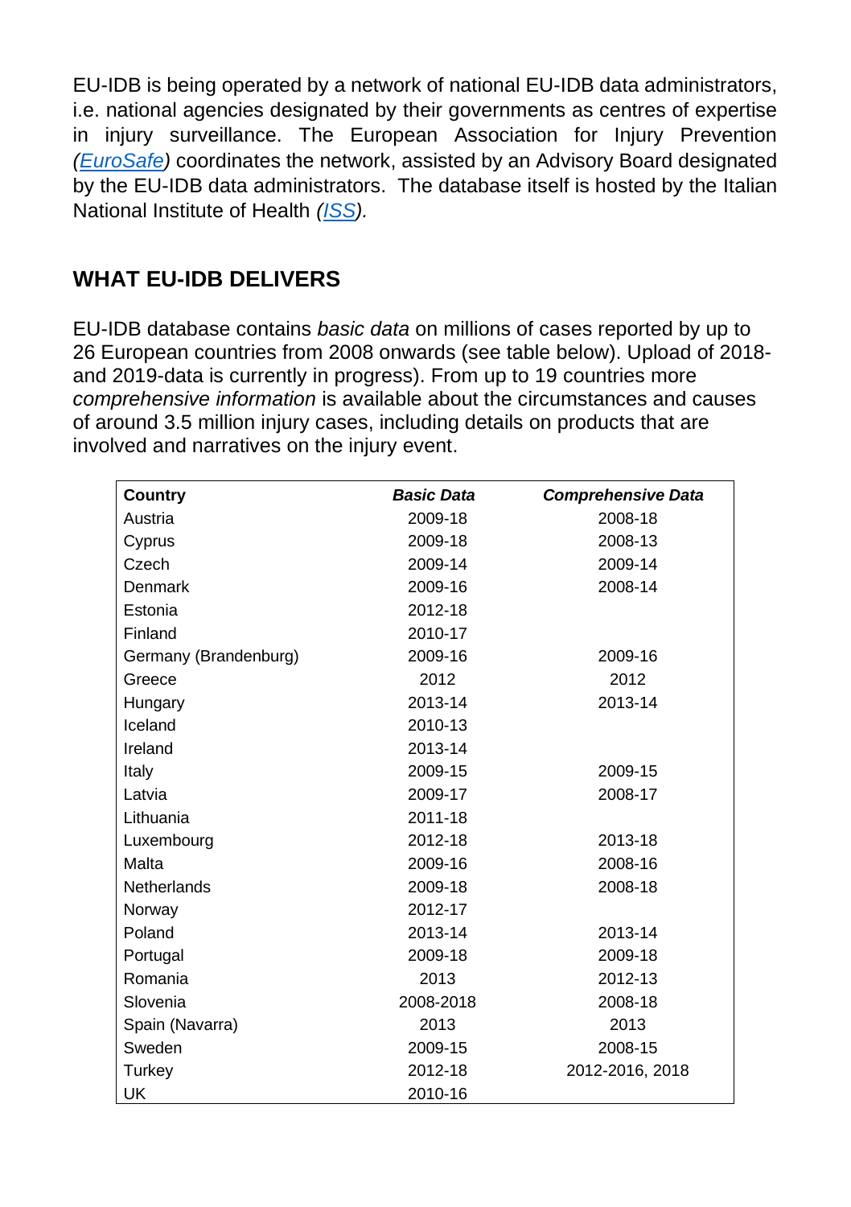EU-IDB is being operated by a network of national EU-IDB data administrators, i.e. national agencies designated by their governments as centres of expertise in injury surveillance. The European Association for Injury Prevention *(EuroSafe)* coordinates the network, assisted by an Advisory Board designated by the EU-IDB data administrators. The database itself is hosted by the Italian National Institute of Health *(ISS)*.

## WHAT EU-IDB DELIVERS

EU-IDB database contains *basic data* on millions of cases reported by up to 26 European countries from 2008 onwards (see table below). Upload of 2018- and 2019-data is currently in progress). From up to 19 countries more *comprehensive information* is available about the circumstances and causes of around 3.5 million injury cases, including details on products that are involved and narratives on the injury event.

| Country | *Basic Data* | *Comprehensive Data* |
|---|---|---|
| Austria | 2009-18 | 2008-18 |
| Cyprus | 2009-18 | 2008-13 |
| Czech | 2009-14 | 2009-14 |
| Denmark | 2009-16 | 2008-14 |
| Estonia | 2012-18 | |
| Finland | 2010-17 | |
| Germany (Brandenburg) | 2009-16 | 2009-16 |
| Greece | 2012 | 2012 |
| Hungary | 2013-14 | 2013-14 |
| Iceland | 2010-13 | |
| Ireland | 2013-14 | |
| Italy | 2009-15 | 2009-15 |
| Latvia | 2009-17 | 2008-17 |
| Lithuania | 2011-18 | |
| Luxembourg | 2012-18 | 2013-18 |
| Malta | 2009-16 | 2008-16 |
| Netherlands | 2009-18 | 2008-18 |
| Norway | 2012-17 | |
| Poland | 2013-14 | 2013-14 |
| Portugal | 2009-18 | 2009-18 |
| Romania | 2013 | 2012-13 |
| Slovenia | 2008-2018 | 2008-18 |
| Spain (Navarra) | 2013 | 2013 |
| Sweden | 2009-15 | 2008-15 |
| Turkey | 2012-18 | 2012-2016, 2018 |
| UK | 2010-16 | |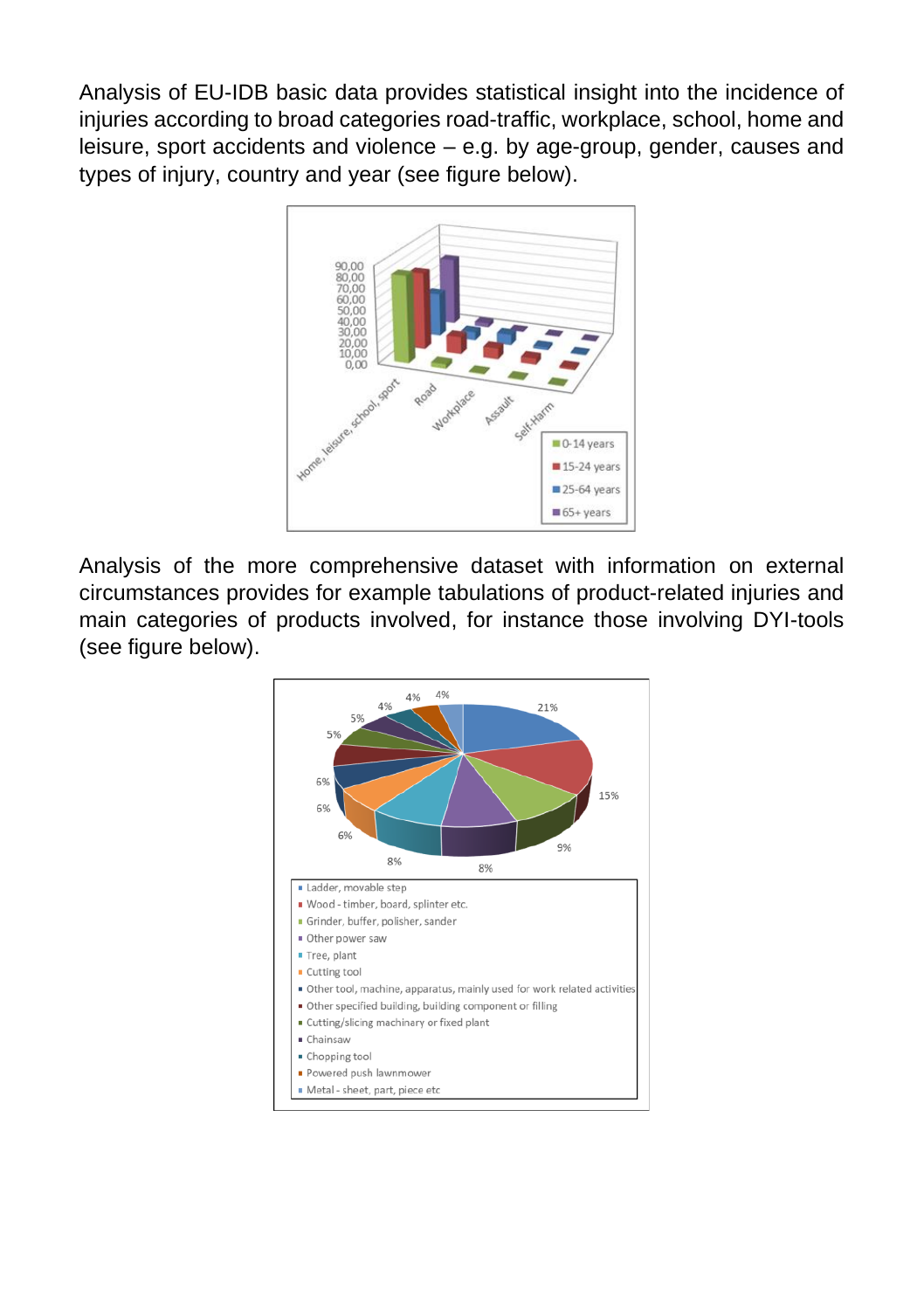Analysis of EU-IDB basic data provides statistical insight into the incidence of injuries according to broad categories road-traffic, workplace, school, home and leisure, sport accidents and violence – e.g. by age-group, gender, causes and types of injury, country and year (see figure below).

Analysis of the more comprehensive dataset with information on external circumstances provides for example tabulations of product-related injuries and main categories of products involved, for instance those involving DYI-tools (see figure below).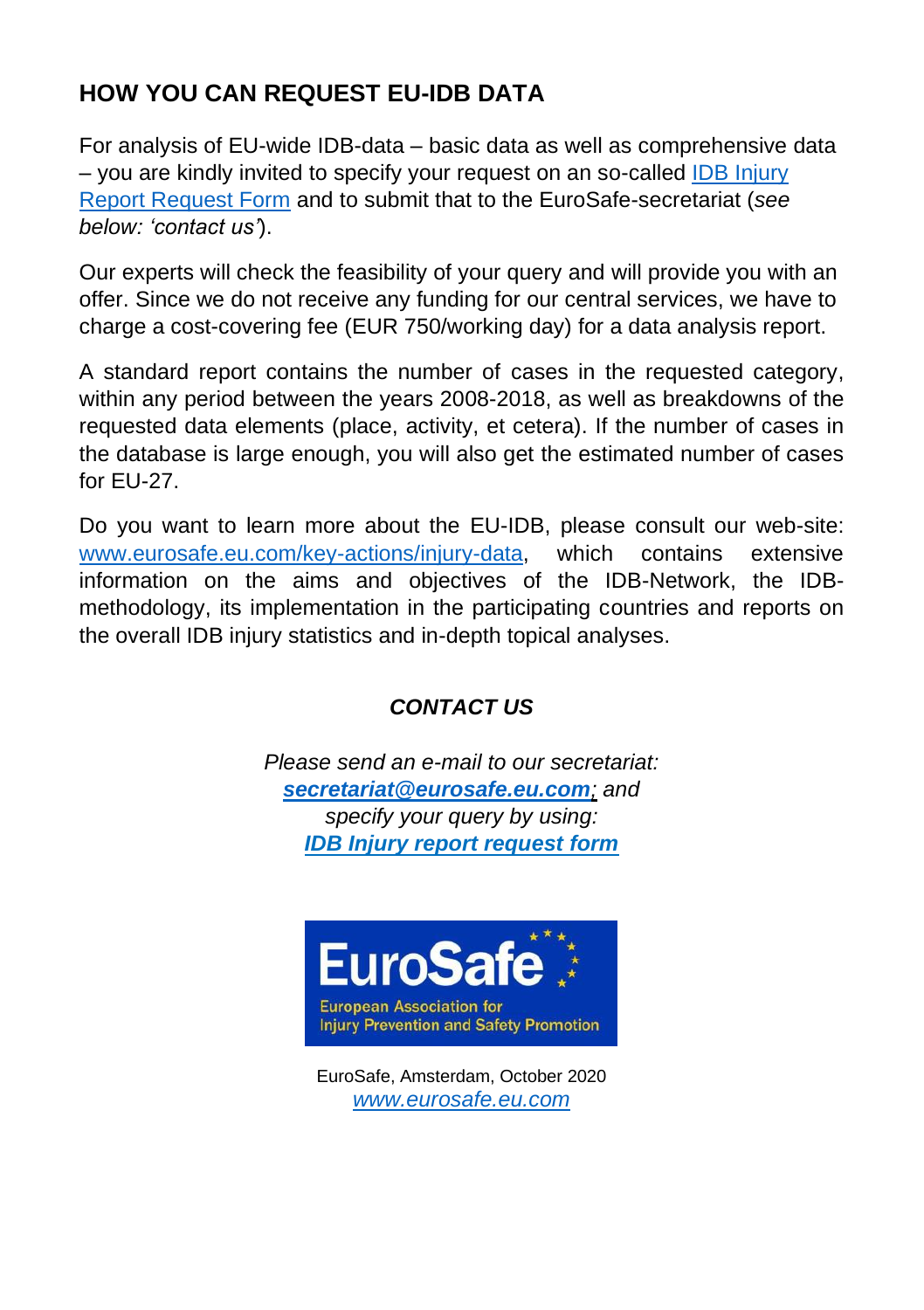## HOW YOU CAN REQUEST EU-IDB DATA

For analysis of EU-wide IDB-data – basic data as well as comprehensive data – you are kindly invited to specify your request on an so-called IDB Injury Report Request Form and to submit that to the EuroSafe-secretariat (*see below: 'contact us'*).

Our experts will check the feasibility of your query and will provide you with an offer. Since we do not receive any funding for our central services, we have to charge a cost-covering fee (EUR 750/working day) for a data analysis report.

A standard report contains the number of cases in the requested category, within any period between the years 2008-2018, as well as breakdowns of the requested data elements (place, activity, et cetera). If the number of cases in the database is large enough, you will also get the estimated number of cases for EU-27.

Do you want to learn more about the EU-IDB, please consult our web-site: www.eurosafe.eu.com/key-actions/injury-data, which contains extensive information on the aims and objectives of the IDB-Network, the IDB-methodology, its implementation in the participating countries and reports on the overall IDB injury statistics and in-depth topical analyses.

### *CONTACT US*

*Please send an e-mail to our secretariat:*
***secretariat@eurosafe.eu.com****; and*
*specify your query by using:*
***IDB Injury report request form***

EuroSafe
European Association for
Injury Prevention and Safety Promotion

EuroSafe, Amsterdam, October 2020
*www.eurosafe.eu.com*